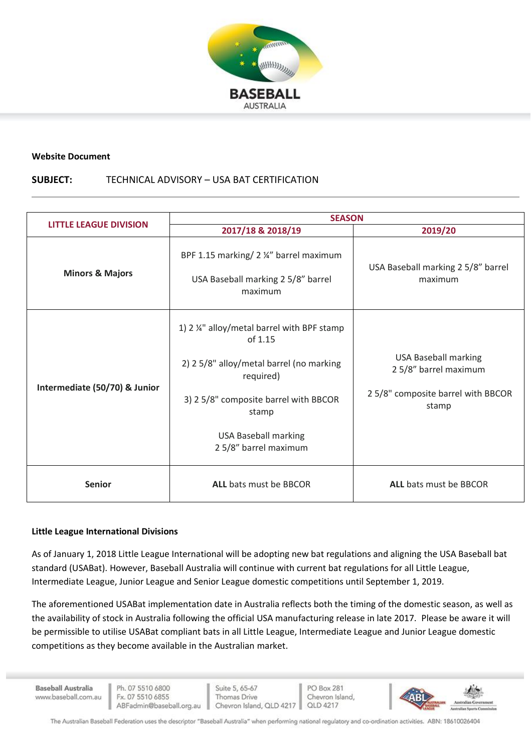**Website Document**

**SUBJECT:** TECHNICAL ADVISORY – USA BAT CERTIFICATION

| LITTLE LEAGUE DIVISION | SEASON | |
|---|---|---|
| | 2017/18 & 2018/19 | 2019/20 |
| **Minors & Majors** | BPF 1.15 marking/ 2 ¼" barrel maximum<br><br>USA Baseball marking 2 5/8" barrel maximum | USA Baseball marking 2 5/8" barrel maximum |
| **Intermediate (50/70) & Junior** | 1) 2 ¼" alloy/metal barrel with BPF stamp of 1.15<br><br>2) 2 5/8" alloy/metal barrel (no marking required)<br><br>3) 2 5/8" composite barrel with BBCOR stamp<br><br>USA Baseball marking 2 5/8" barrel maximum | USA Baseball marking 2 5/8" barrel maximum<br><br>2 5/8" composite barrel with BBCOR stamp |
| **Senior** | **ALL** bats must be BBCOR | **ALL** bats must be BBCOR |

**Little League International Divisions**

As of January 1, 2018 Little League International will be adopting new bat regulations and aligning the USA Baseball bat standard (USABat). However, Baseball Australia will continue with current bat regulations for all Little League, Intermediate League, Junior League and Senior League domestic competitions until September 1, 2019.

The aforementioned USABat implementation date in Australia reflects both the timing of the domestic season, as well as the availability of stock in Australia following the official USA manufacturing release in late 2017. Please be aware it will be permissible to utilise USABat compliant bats in all Little League, Intermediate League and Junior League domestic competitions as they become available in the Australian market.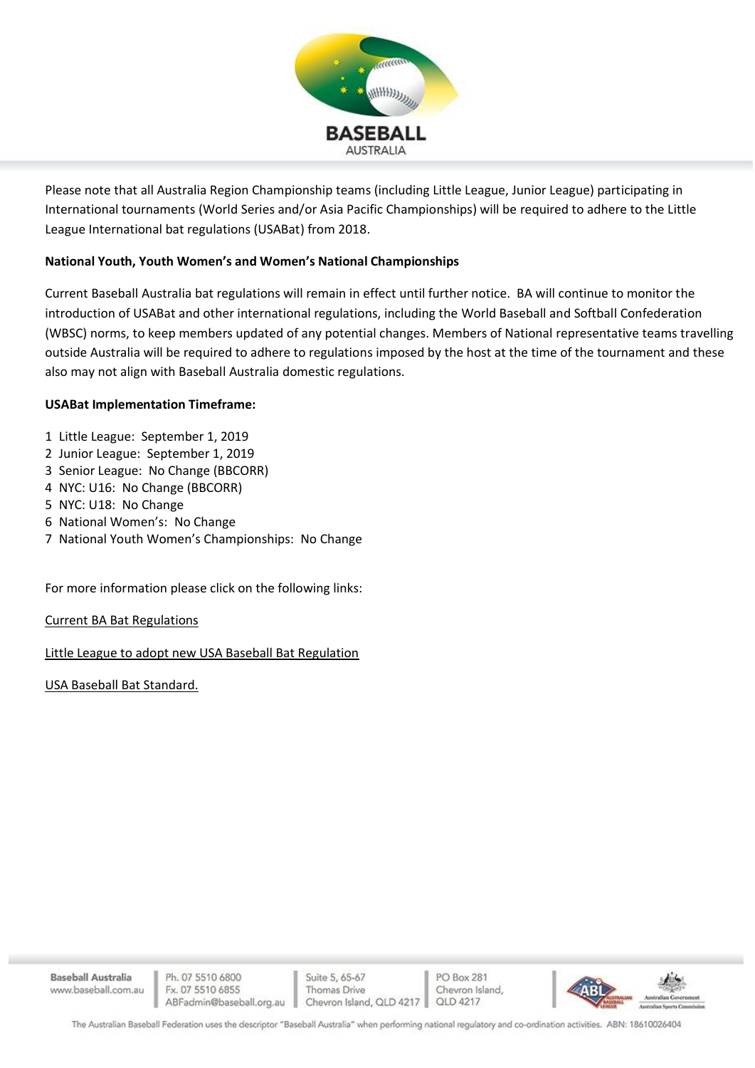Please note that all Australia Region Championship teams (including Little League, Junior League) participating in International tournaments (World Series and/or Asia Pacific Championships) will be required to adhere to the Little League International bat regulations (USABat) from 2018.

**National Youth, Youth Women's and Women's National Championships**

Current Baseball Australia bat regulations will remain in effect until further notice. BA will continue to monitor the introduction of USABat and other international regulations, including the World Baseball and Softball Confederation (WBSC) norms, to keep members updated of any potential changes. Members of National representative teams travelling outside Australia will be required to adhere to regulations imposed by the host at the time of the tournament and these also may not align with Baseball Australia domestic regulations.

**USABat Implementation Timeframe:**

1. Little League: September 1, 2019
2. Junior League: September 1, 2019
3. Senior League: No Change (BBCORR)
4. NYC: U16: No Change (BBCORR)
5. NYC: U18: No Change
6. National Women's: No Change
7. National Youth Women's Championships: No Change

For more information please click on the following links:

Current BA Bat Regulations

Little League to adopt new USA Baseball Bat Regulation

USA Baseball Bat Standard.